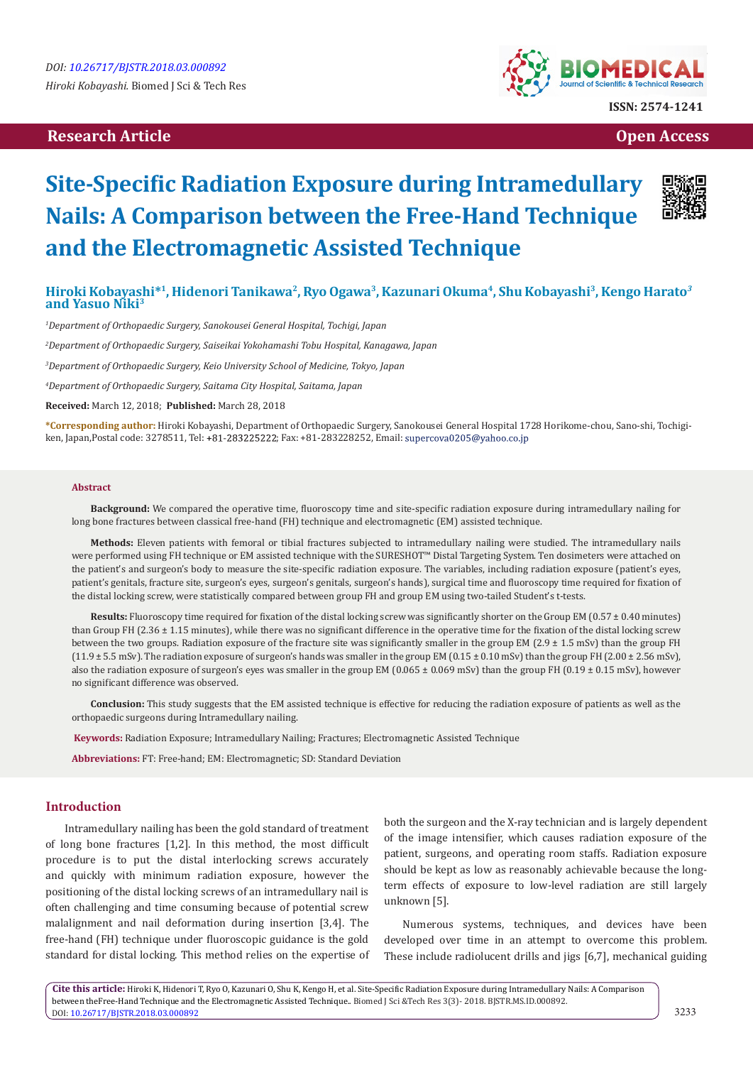DOI: 10.26717/BJSTR.2018.03.000892

*Hiroki Kobayashi.* Biomed J Sci & Tech Res

ISSN: 2574-1241

**Research Article** **Open Access**

# Site-Specific Radiation Exposure during Intramedullary Nails: A Comparison between the Free-Hand Technique and the Electromagnetic Assisted Technique

**Hiroki Kobayashi*[1], Hidenori Tanikawa[2], Ryo Ogawa[3], Kazunari Okuma[4], Shu Kobayashi[3], Kengo Harato[3] and Yasuo Niki[3]**

[1]*Department of Orthopaedic Surgery, Sanokousei General Hospital, Tochigi, Japan*

[2]*Department of Orthopaedic Surgery, Saiseikai Yokohamashi Tobu Hospital, Kanagawa, Japan*

[3]*Department of Orthopaedic Surgery, Keio University School of Medicine, Tokyo, Japan*

[4]*Department of Orthopaedic Surgery, Saitama City Hospital, Saitama, Japan*

**Received:** March 12, 2018; **Published:** March 28, 2018

***Corresponding author:** Hiroki Kobayashi, Department of Orthopaedic Surgery, Sanokousei General Hospital 1728 Horikome-chou, Sano-shi, Tochigi-ken, Japan,Postal code: 3278511, Tel: +81-283225222; Fax: +81-283228252, Email: supercova0205@yahoo.co.jp

**Abstract**

**Background:** We compared the operative time, fluoroscopy time and site-specific radiation exposure during intramedullary nailing for long bone fractures between classical free-hand (FH) technique and electromagnetic (EM) assisted technique.

**Methods:** Eleven patients with femoral or tibial fractures subjected to intramedullary nailing were studied. The intramedullary nails were performed using FH technique or EM assisted technique with the SURESHOT™ Distal Targeting System. Ten dosimeters were attached on the patient's and surgeon's body to measure the site-specific radiation exposure. The variables, including radiation exposure (patient's eyes, patient's genitals, fracture site, surgeon's eyes, surgeon's genitals, surgeon's hands), surgical time and fluoroscopy time required for fixation of the distal locking screw, were statistically compared between group FH and group EM using two-tailed Student's t-tests.

**Results:** Fluoroscopy time required for fixation of the distal locking screw was significantly shorter on the Group EM (0.57 ± 0.40 minutes) than Group FH (2.36 ± 1.15 minutes), while there was no significant difference in the operative time for the fixation of the distal locking screw between the two groups. Radiation exposure of the fracture site was significantly smaller in the group EM (2.9 ± 1.5 mSv) than the group FH (11.9 ± 5.5 mSv). The radiation exposure of surgeon's hands was smaller in the group EM (0.15 ± 0.10 mSv) than the group FH (2.00 ± 2.56 mSv), also the radiation exposure of surgeon's eyes was smaller in the group EM (0.065 ± 0.069 mSv) than the group FH (0.19 ± 0.15 mSv), however no significant difference was observed.

**Conclusion:** This study suggests that the EM assisted technique is effective for reducing the radiation exposure of patients as well as the orthopaedic surgeons during Intramedullary nailing.

**Keywords:** Radiation Exposure; Intramedullary Nailing; Fractures; Electromagnetic Assisted Technique

**Abbreviations:** FT: Free-hand; EM: Electromagnetic; SD: Standard Deviation

## Introduction

Intramedullary nailing has been the gold standard of treatment of long bone fractures [1,2]. In this method, the most difficult procedure is to put the distal interlocking screws accurately and quickly with minimum radiation exposure, however the positioning of the distal locking screws of an intramedullary nail is often challenging and time consuming because of potential screw malalignment and nail deformation during insertion [3,4]. The free-hand (FH) technique under fluoroscopic guidance is the gold standard for distal locking. This method relies on the expertise of both the surgeon and the X-ray technician and is largely dependent of the image intensifier, which causes radiation exposure of the patient, surgeons, and operating room staffs. Radiation exposure should be kept as low as reasonably achievable because the long-term effects of exposure to low-level radiation are still largely unknown [5].

Numerous systems, techniques, and devices have been developed over time in an attempt to overcome this problem. These include radiolucent drills and jigs [6,7], mechanical guiding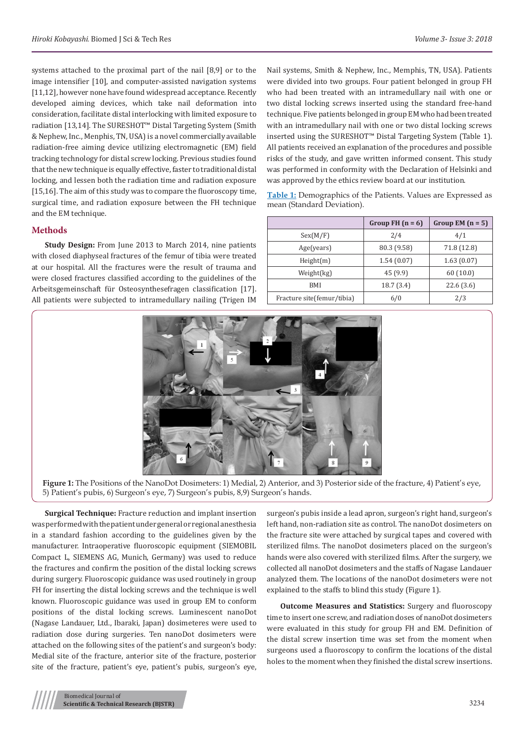systems attached to the proximal part of the nail [8,9] or to the image intensifier [10], and computer-assisted navigation systems [11,12], however none have found widespread acceptance. Recently developed aiming devices, which take nail deformation into consideration, facilitate distal interlocking with limited exposure to radiation [13,14]. The SURESHOT™ Distal Targeting System (Smith & Nephew, Inc., Menphis, TN, USA) is a novel commercially available radiation-free aiming device utilizing electromagnetic (EM) field tracking technology for distal screw locking. Previous studies found that the new technique is equally effective, faster to traditional distal locking, and lessen both the radiation time and radiation exposure [15,16]. The aim of this study was to compare the fluoroscopy time, surgical time, and radiation exposure between the FH technique and the EM technique.

## Methods

**Study Design:** From June 2013 to March 2014, nine patients with closed diaphyseal fractures of the femur of tibia were treated at our hospital. All the fractures were the result of trauma and were closed fractures classified according to the guidelines of the Arbeitsgemeinschaft für Osteosynthesefragen classification [17]. All patients were subjected to intramedullary nailing (Trigen IM Nail systems, Smith & Nephew, Inc., Memphis, TN, USA). Patients were divided into two groups. Four patient belonged in group FH who had been treated with an intramedullary nail with one or two distal locking screws inserted using the standard free-hand technique. Five patients belonged in group EM who had been treated with an intramedullary nail with one or two distal locking screws inserted using the SURESHOT™ Distal Targeting System (Table 1). All patients received an explanation of the procedures and possible risks of the study, and gave written informed consent. This study was performed in conformity with the Declaration of Helsinki and was approved by the ethics review board at our institution.

**Table 1:** Demographics of the Patients. Values are Expressed as mean (Standard Deviation).

| | Group FH (n = 6) | Group EM (n = 5) |
|---|---|---|
| Sex(M/F) | 2/4 | 4/1 |
| Age(years) | 80.3 (9.58) | 71.8 (12.8) |
| Height(m) | 1.54 (0.07) | 1.63 (0.07) |
| Weight(kg) | 45 (9.9) | 60 (10.0) |
| BMI | 18.7 (3.4) | 22.6 (3.6) |
| Fracture site(femur/tibia) | 6/0 | 2/3 |

**Figure 1:** The Positions of the NanoDot Dosimeters: 1) Medial, 2) Anterior, and 3) Posterior side of the fracture, 4) Patient's eye, 5) Patient's pubis, 6) Surgeon's eye, 7) Surgeon's pubis, 8,9) Surgeon's hands.

**Surgical Technique:** Fracture reduction and implant insertion was performed with the patient under general or regional anesthesia in a standard fashion according to the guidelines given by the manufacturer. Intraoperative fluoroscopic equipment (SIEMOBIL Compact L, SIEMENS AG, Munich, Germany) was used to reduce the fractures and confirm the position of the distal locking screws during surgery. Fluoroscopic guidance was used routinely in group FH for inserting the distal locking screws and the technique is well known. Fluoroscopic guidance was used in group EM to conform positions of the distal locking screws. Luminescent nanoDot (Nagase Landauer, Ltd., Ibaraki, Japan) dosimeteres were used to radiation dose during surgeries. Ten nanoDot dosimeters were attached on the following sites of the patient's and surgeon's body: Medial site of the fracture, anterior site of the fracture, posterior site of the fracture, patient's eye, patient's pubis, surgeon's eye, surgeon's pubis inside a lead apron, surgeon's right hand, surgeon's left hand, non-radiation site as control. The nanoDot dosimeters on the fracture site were attached by surgical tapes and covered with sterilized films. The nanoDot dosimeters placed on the surgeon's hands were also covered with sterilized films. After the surgery, we collected all nanoDot dosimeters and the staffs of Nagase Landauer analyzed them. The locations of the nanoDot dosimeters were not explained to the staffs to blind this study (Figure 1).

**Outcome Measures and Statistics:** Surgery and fluoroscopy time to insert one screw, and radiation doses of nanoDot dosimeters were evaluated in this study for group FH and EM. Definition of the distal screw insertion time was set from the moment when surgeons used a fluoroscopy to confirm the locations of the distal holes to the moment when they finished the distal screw insertions.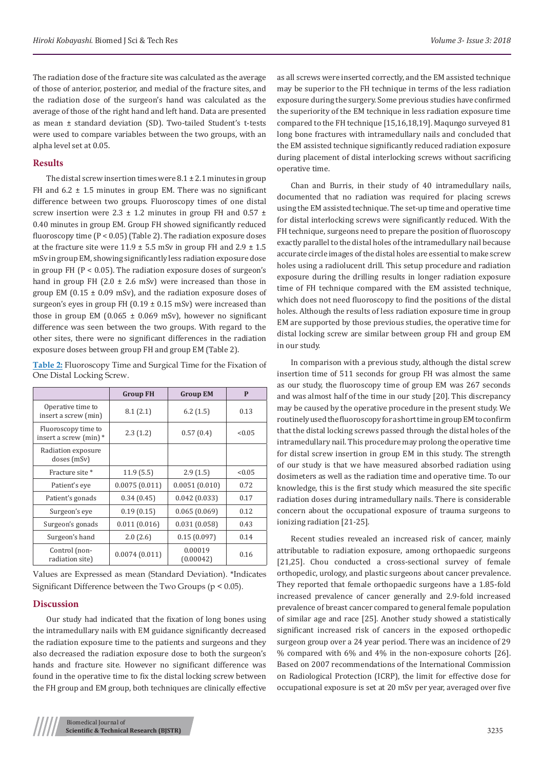The radiation dose of the fracture site was calculated as the average of those of anterior, posterior, and medial of the fracture sites, and the radiation dose of the surgeon's hand was calculated as the average of those of the right hand and left hand. Data are presented as mean ± standard deviation (SD). Two-tailed Student's t-tests were used to compare variables between the two groups, with an alpha level set at 0.05.

## Results

The distal screw insertion times were 8.1 ± 2.1 minutes in group FH and 6.2 ± 1.5 minutes in group EM. There was no significant difference between two groups. Fluoroscopy times of one distal screw insertion were 2.3 ± 1.2 minutes in group FH and 0.57 ± 0.40 minutes in group EM. Group FH showed significantly reduced fluoroscopy time ($P < 0.05$) (Table 2). The radiation exposure doses at the fracture site were 11.9 ± 5.5 mSv in group FH and 2.9 ± 1.5 mSv in group EM, showing significantly less radiation exposure dose in group FH ($P < 0.05$). The radiation exposure doses of surgeon's hand in group FH (2.0 ± 2.6 mSv) were increased than those in group EM (0.15 ± 0.09 mSv), and the radiation exposure doses of surgeon's eyes in group FH (0.19 ± 0.15 mSv) were increased than those in group EM (0.065 ± 0.069 mSv), however no significant difference was seen between the two groups. With regard to the other sites, there were no significant differences in the radiation exposure doses between group FH and group EM (Table 2).

**Table 2:** Fluoroscopy Time and Surgical Time for the Fixation of One Distal Locking Screw.

| | Group FH | Group EM | P |
|---|---|---|---|
| Operative time to insert a screw (min) | 8.1 (2.1) | 6.2 (1.5) | 0.13 |
| Fluoroscopy time to insert a screw (min) * | 2.3 (1.2) | 0.57 (0.4) | <0.05 |
| Radiation exposure doses (mSv) | | | |
| Fracture site * | 11.9 (5.5) | 2.9 (1.5) | <0.05 |
| Patient's eye | 0.0075 (0.011) | 0.0051 (0.010) | 0.72 |
| Patient's gonads | 0.34 (0.45) | 0.042 (0.033) | 0.17 |
| Surgeon's eye | 0.19 (0.15) | 0.065 (0.069) | 0.12 |
| Surgeon's gonads | 0.011 (0.016) | 0.031 (0.058) | 0.43 |
| Surgeon's hand | 2.0 (2.6) | 0.15 (0.097) | 0.14 |
| Control (non-radiation site) | 0.0074 (0.011) | 0.00019 (0.00042) | 0.16 |

Values are Expressed as mean (Standard Deviation). *Indicates Significant Difference between the Two Groups ($p < 0.05$).

## Discussion

Our study had indicated that the fixation of long bones using the intramedullary nails with EM guidance significantly decreased the radiation exposure time to the patients and surgeons and they also decreased the radiation exposure dose to both the surgeon's hands and fracture site. However no significant difference was found in the operative time to fix the distal locking screw between the FH group and EM group, both techniques are clinically effective as all screws were inserted correctly, and the EM assisted technique may be superior to the FH technique in terms of the less radiation exposure during the surgery. Some previous studies have confirmed the superiority of the EM technique in less radiation exposure time compared to the FH technique [15,16,18,19]. Maqungo surveyed 81 long bone fractures with intramedullary nails and concluded that the EM assisted technique significantly reduced radiation exposure during placement of distal interlocking screws without sacrificing operative time.

Chan and Burris, in their study of 40 intramedullary nails, documented that no radiation was required for placing screws using the EM assisted technique. The set-up time and operative time for distal interlocking screws were significantly reduced. With the FH technique, surgeons need to prepare the position of fluoroscopy exactly parallel to the distal holes of the intramedullary nail because accurate circle images of the distal holes are essential to make screw holes using a radiolucent drill. This setup procedure and radiation exposure during the drilling results in longer radiation exposure time of FH technique compared with the EM assisted technique, which does not need fluoroscopy to find the positions of the distal holes. Although the results of less radiation exposure time in group EM are supported by those previous studies, the operative time for distal locking screw are similar between group FH and group EM in our study.

In comparison with a previous study, although the distal screw insertion time of 511 seconds for group FH was almost the same as our study, the fluoroscopy time of group EM was 267 seconds and was almost half of the time in our study [20]. This discrepancy may be caused by the operative procedure in the present study. We routinely used the fluoroscopy for a short time in group EM to confirm that the distal locking screws passed through the distal holes of the intramedullary nail. This procedure may prolong the operative time for distal screw insertion in group EM in this study. The strength of our study is that we have measured absorbed radiation using dosimeters as well as the radiation time and operative time. To our knowledge, this is the first study which measured the site specific radiation doses during intramedullary nails. There is considerable concern about the occupational exposure of trauma surgeons to ionizing radiation [21-25].

Recent studies revealed an increased risk of cancer, mainly attributable to radiation exposure, among orthopaedic surgeons [21,25]. Chou conducted a cross-sectional survey of female orthopedic, urology, and plastic surgeons about cancer prevalence. They reported that female orthopaedic surgeons have a 1.85-fold increased prevalence of cancer generally and 2.9-fold increased prevalence of breast cancer compared to general female population of similar age and race [25]. Another study showed a statistically significant increased risk of cancers in the exposed orthopedic surgeon group over a 24 year period. There was an incidence of 29 % compared with 6% and 4% in the non-exposure cohorts [26]. Based on 2007 recommendations of the International Commission on Radiological Protection (ICRP), the limit for effective dose for occupational exposure is set at 20 mSv per year, averaged over five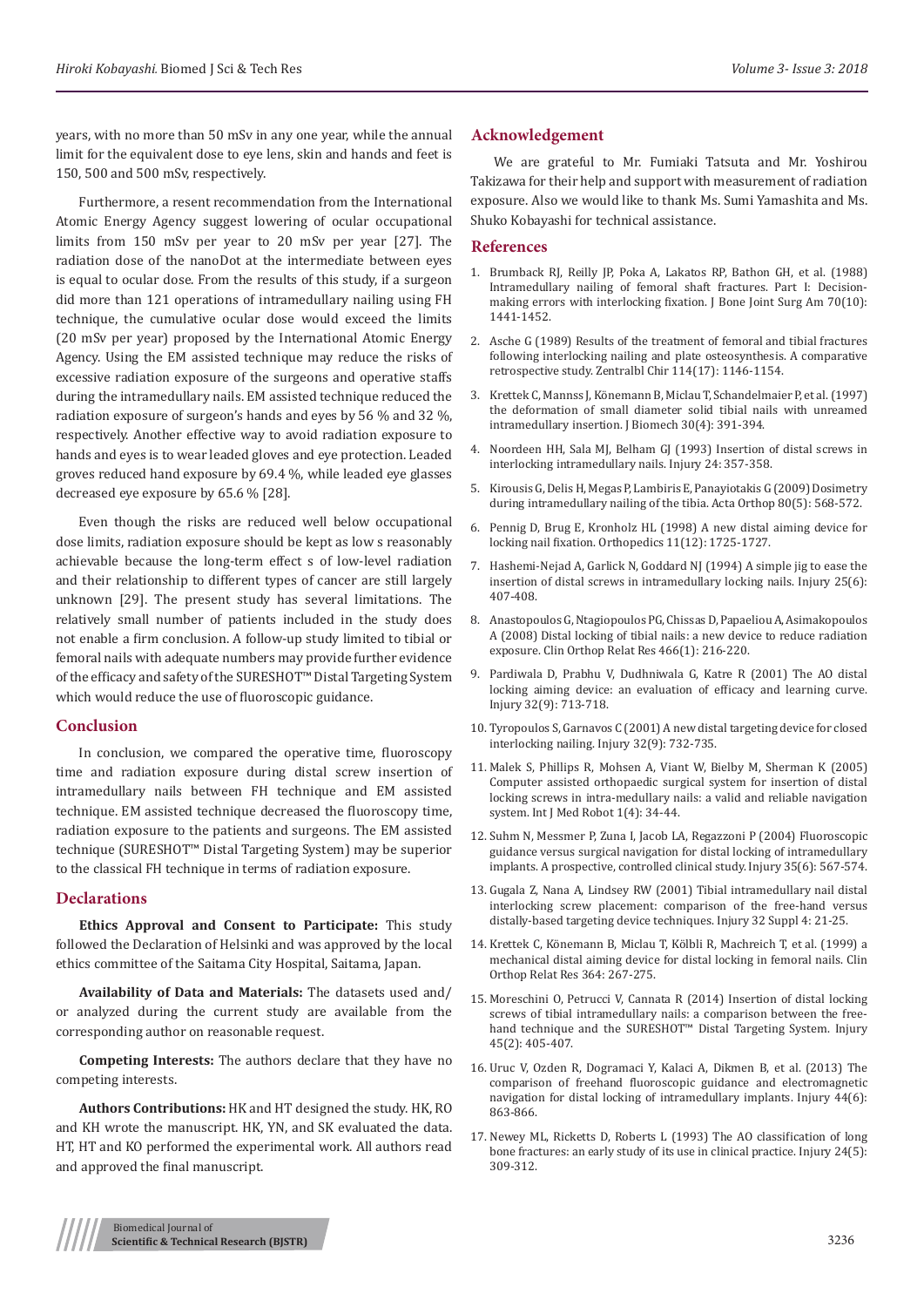years, with no more than 50 mSv in any one year, while the annual limit for the equivalent dose to eye lens, skin and hands and feet is 150, 500 and 500 mSv, respectively.

Furthermore, a resent recommendation from the International Atomic Energy Agency suggest lowering of ocular occupational limits from 150 mSv per year to 20 mSv per year [27]. The radiation dose of the nanoDot at the intermediate between eyes is equal to ocular dose. From the results of this study, if a surgeon did more than 121 operations of intramedullary nailing using FH technique, the cumulative ocular dose would exceed the limits (20 mSv per year) proposed by the International Atomic Energy Agency. Using the EM assisted technique may reduce the risks of excessive radiation exposure of the surgeons and operative staffs during the intramedullary nails. EM assisted technique reduced the radiation exposure of surgeon's hands and eyes by 56 % and 32 %, respectively. Another effective way to avoid radiation exposure to hands and eyes is to wear leaded gloves and eye protection. Leaded groves reduced hand exposure by 69.4 %, while leaded eye glasses decreased eye exposure by 65.6 % [28].

Even though the risks are reduced well below occupational dose limits, radiation exposure should be kept as low s reasonably achievable because the long-term effect s of low-level radiation and their relationship to different types of cancer are still largely unknown [29]. The present study has several limitations. The relatively small number of patients included in the study does not enable a firm conclusion. A follow-up study limited to tibial or femoral nails with adequate numbers may provide further evidence of the efficacy and safety of the SURESHOT™ Distal Targeting System which would reduce the use of fluoroscopic guidance.

## Conclusion

In conclusion, we compared the operative time, fluoroscopy time and radiation exposure during distal screw insertion of intramedullary nails between FH technique and EM assisted technique. EM assisted technique decreased the fluoroscopy time, radiation exposure to the patients and surgeons. The EM assisted technique (SURESHOT™ Distal Targeting System) may be superior to the classical FH technique in terms of radiation exposure.

## Declarations

**Ethics Approval and Consent to Participate:** This study followed the Declaration of Helsinki and was approved by the local ethics committee of the Saitama City Hospital, Saitama, Japan.

**Availability of Data and Materials:** The datasets used and/ or analyzed during the current study are available from the corresponding author on reasonable request.

**Competing Interests:** The authors declare that they have no competing interests.

**Authors Contributions:** HK and HT designed the study. HK, RO and KH wrote the manuscript. HK, YN, and SK evaluated the data. HT, HT and KO performed the experimental work. All authors read and approved the final manuscript.

## Acknowledgement

We are grateful to Mr. Fumiaki Tatsuta and Mr. Yoshirou Takizawa for their help and support with measurement of radiation exposure. Also we would like to thank Ms. Sumi Yamashita and Ms. Shuko Kobayashi for technical assistance.

## References

1. Brumback RJ, Reilly JP, Poka A, Lakatos RP, Bathon GH, et al. (1988) Intramedullary nailing of femoral shaft fractures. Part I: Decision-making errors with interlocking fixation. J Bone Joint Surg Am 70(10): 1441-1452.
2. Asche G (1989) Results of the treatment of femoral and tibial fractures following interlocking nailing and plate osteosynthesis. A comparative retrospective study. Zentralbl Chir 114(17): 1146-1154.
3. Krettek C, Mannss J, Könemann B, Miclau T, Schandelmaier P, et al. (1997) the deformation of small diameter solid tibial nails with unreamed intramedullary insertion. J Biomech 30(4): 391-394.
4. Noordeen HH, Sala MJ, Belham GJ (1993) Insertion of distal screws in interlocking intramedullary nails. Injury 24: 357-358.
5. Kirousis G, Delis H, Megas P, Lambiris E, Panayiotakis G (2009) Dosimetry during intramedullary nailing of the tibia. Acta Orthop 80(5): 568-572.
6. Pennig D, Brug E, Kronholz HL (1998) A new distal aiming device for locking nail fixation. Orthopedics 11(12): 1725-1727.
7. Hashemi-Nejad A, Garlick N, Goddard NJ (1994) A simple jig to ease the insertion of distal screws in intramedullary locking nails. Injury 25(6): 407-408.
8. Anastopoulos G, Ntagiopoulos PG, Chissas D, Papaeliou A, Asimakopoulos A (2008) Distal locking of tibial nails: a new device to reduce radiation exposure. Clin Orthop Relat Res 466(1): 216-220.
9. Pardiwala D, Prabhu V, Dudhniwala G, Katre R (2001) The AO distal locking aiming device: an evaluation of efficacy and learning curve. Injury 32(9): 713-718.
10. Tyropoulos S, Garnavos C (2001) A new distal targeting device for closed interlocking nailing. Injury 32(9): 732-735.
11. Malek S, Phillips R, Mohsen A, Viant W, Bielby M, Sherman K (2005) Computer assisted orthopaedic surgical system for insertion of distal locking screws in intra-medullary nails: a valid and reliable navigation system. Int J Med Robot 1(4): 34-44.
12. Suhm N, Messmer P, Zuna I, Jacob LA, Regazzoni P (2004) Fluoroscopic guidance versus surgical navigation for distal locking of intramedullary implants. A prospective, controlled clinical study. Injury 35(6): 567-574.
13. Gugala Z, Nana A, Lindsey RW (2001) Tibial intramedullary nail distal interlocking screw placement: comparison of the free-hand versus distally-based targeting device techniques. Injury 32 Suppl 4: 21-25.
14. Krettek C, Könemann B, Miclau T, Kölbli R, Machreich T, et al. (1999) a mechanical distal aiming device for distal locking in femoral nails. Clin Orthop Relat Res 364: 267-275.
15. Moreschini O, Petrucci V, Cannata R (2014) Insertion of distal locking screws of tibial intramedullary nails: a comparison between the free-hand technique and the SURESHOT™ Distal Targeting System. Injury 45(2): 405-407.
16. Uruc V, Ozden R, Dogramaci Y, Kalaci A, Dikmen B, et al. (2013) The comparison of freehand fluoroscopic guidance and electromagnetic navigation for distal locking of intramedullary implants. Injury 44(6): 863-866.
17. Newey ML, Ricketts D, Roberts L (1993) The AO classification of long bone fractures: an early study of its use in clinical practice. Injury 24(5): 309-312.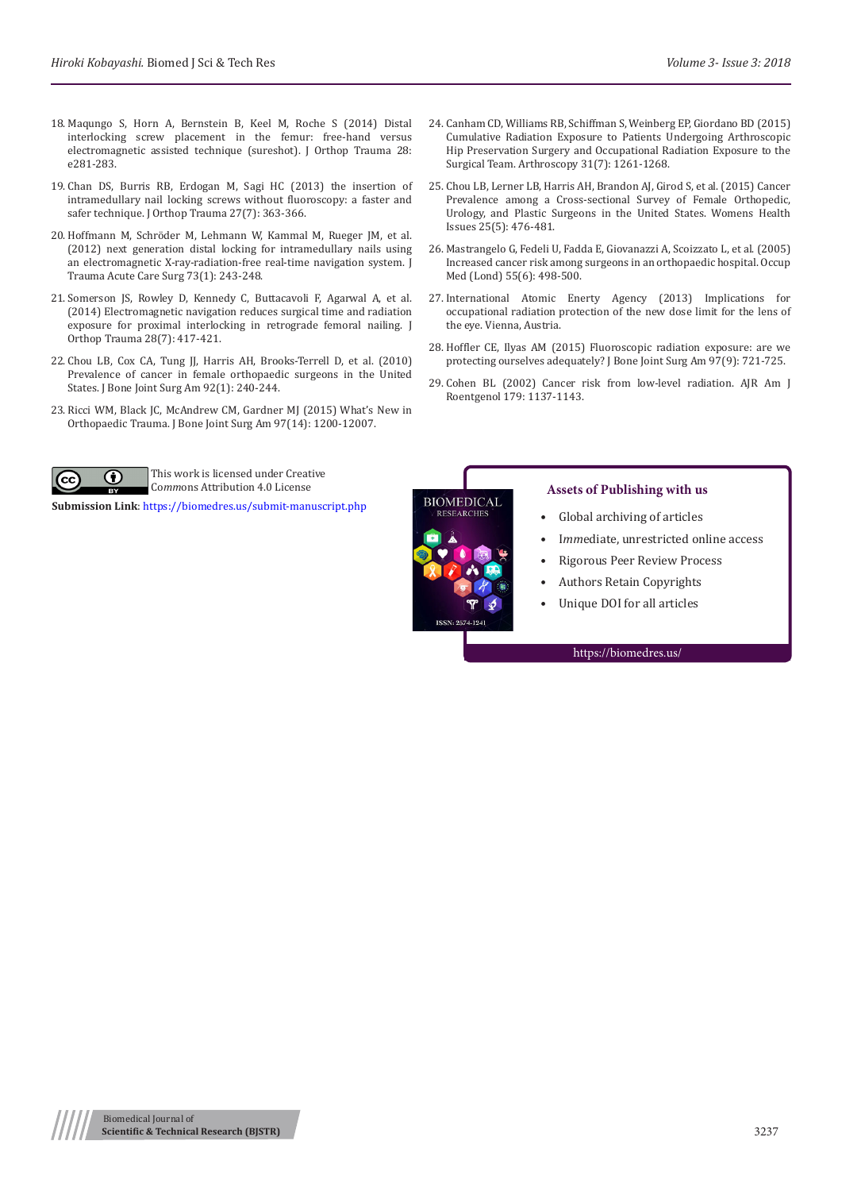18. Maqungo S, Horn A, Bernstein B, Keel M, Roche S (2014) Distal interlocking screw placement in the femur: free-hand versus electromagnetic assisted technique (sureshot). J Orthop Trauma 28: e281-283.

19. Chan DS, Burris RB, Erdogan M, Sagi HC (2013) the insertion of intramedullary nail locking screws without fluoroscopy: a faster and safer technique. J Orthop Trauma 27(7): 363-366.

20. Hoffmann M, Schröder M, Lehmann W, Kammal M, Rueger JM, et al. (2012) next generation distal locking for intramedullary nails using an electromagnetic X-ray-radiation-free real-time navigation system. J Trauma Acute Care Surg 73(1): 243-248.

21. Somerson JS, Rowley D, Kennedy C, Buttacavoli F, Agarwal A, et al. (2014) Electromagnetic navigation reduces surgical time and radiation exposure for proximal interlocking in retrograde femoral nailing. J Orthop Trauma 28(7): 417-421.

22. Chou LB, Cox CA, Tung JJ, Harris AH, Brooks-Terrell D, et al. (2010) Prevalence of cancer in female orthopaedic surgeons in the United States. J Bone Joint Surg Am 92(1): 240-244.

23. Ricci WM, Black JC, McAndrew CM, Gardner MJ (2015) What's New in Orthopaedic Trauma. J Bone Joint Surg Am 97(14): 1200-12007.

24. Canham CD, Williams RB, Schiffman S, Weinberg EP, Giordano BD (2015) Cumulative Radiation Exposure to Patients Undergoing Arthroscopic Hip Preservation Surgery and Occupational Radiation Exposure to the Surgical Team. Arthroscopy 31(7): 1261-1268.

25. Chou LB, Lerner LB, Harris AH, Brandon AJ, Girod S, et al. (2015) Cancer Prevalence among a Cross-sectional Survey of Female Orthopedic, Urology, and Plastic Surgeons in the United States. Womens Health Issues 25(5): 476-481.

26. Mastrangelo G, Fedeli U, Fadda E, Giovanazzi A, Scoizzato L, et al. (2005) Increased cancer risk among surgeons in an orthopaedic hospital. Occup Med (Lond) 55(6): 498-500.

27. International Atomic Enerty Agency (2013) Implications for occupational radiation protection of the new dose limit for the lens of the eye. Vienna, Austria.

28. Hoffler CE, Ilyas AM (2015) Fluoroscopic radiation exposure: are we protecting ourselves adequately? J Bone Joint Surg Am 97(9): 721-725.

29. Cohen BL (2002) Cancer risk from low-level radiation. AJR Am J Roentgenol 179: 1137-1143.

This work is licensed under Creative Commons Attribution 4.0 License

**Submission Link**: https://biomedres.us/submit-manuscript.php

**Assets of Publishing with us**

- Global archiving of articles
- Immediate, unrestricted online access
- Rigorous Peer Review Process
- Authors Retain Copyrights
- Unique DOI for all articles

https://biomedres.us/